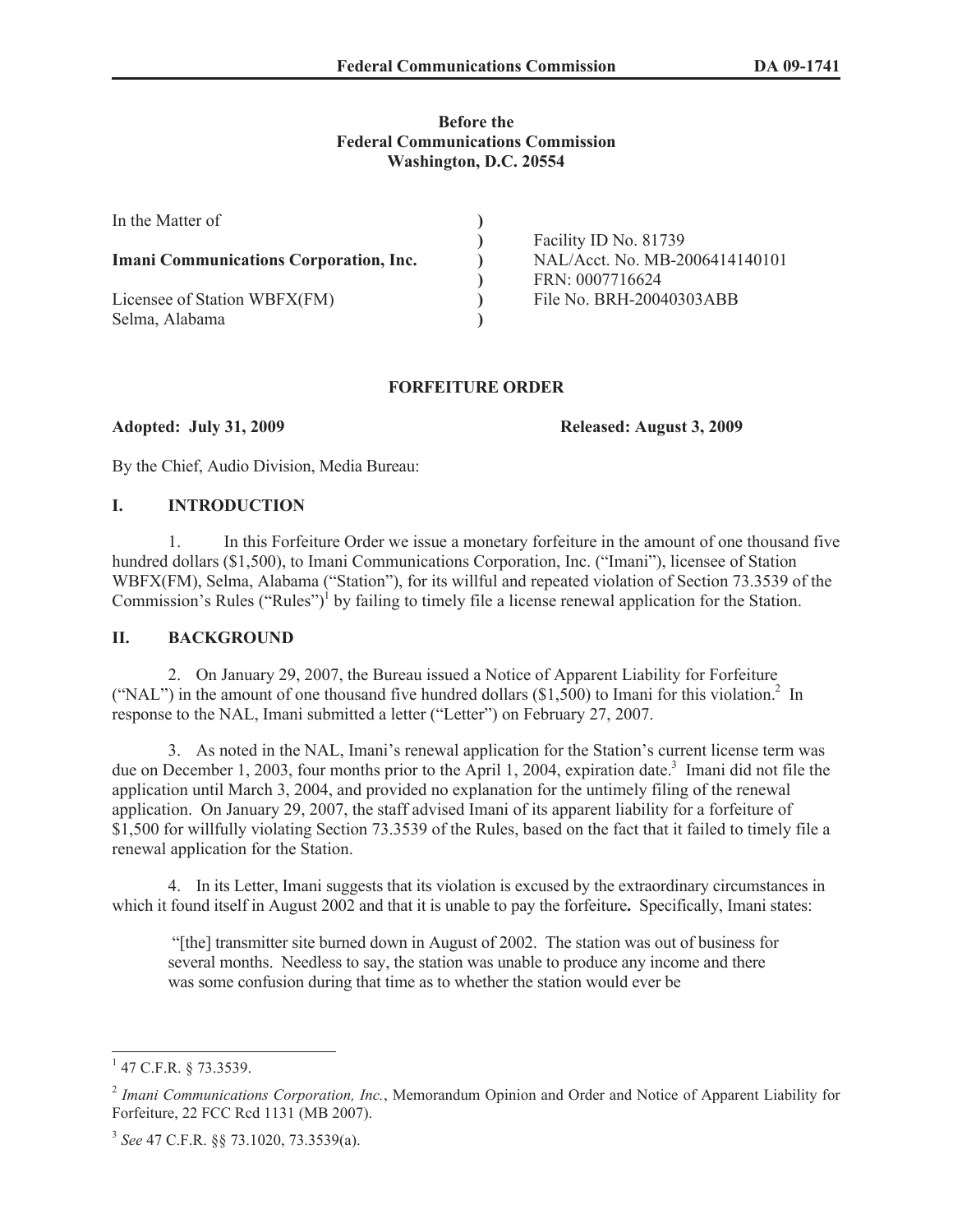**Before the**
**Federal Communications Commission**
**Washington, D.C. 20554**

| | | |
|---|---|---|
| In the Matter of | ) | |
| | ) | Facility ID No. 81739 |
| **Imani Communications Corporation, Inc.** | ) | NAL/Acct. No. MB-2006414140101 |
| | ) | FRN: 0007716624 |
| Licensee of Station WBFX(FM) | ) | File No. BRH-20040303ABB |
| Selma, Alabama | ) | |

**FORFEITURE ORDER**

**Adopted: July 31, 2009** **Released: August 3, 2009**

By the Chief, Audio Division, Media Bureau:

## I. INTRODUCTION

1. In this Forfeiture Order we issue a monetary forfeiture in the amount of one thousand five hundred dollars ($1,500), to Imani Communications Corporation, Inc. ("Imani"), licensee of Station WBFX(FM), Selma, Alabama ("Station"), for its willful and repeated violation of Section 73.3539 of the Commission's Rules ("Rules")[1] by failing to timely file a license renewal application for the Station.

## II. BACKGROUND

2. On January 29, 2007, the Bureau issued a Notice of Apparent Liability for Forfeiture ("NAL") in the amount of one thousand five hundred dollars ($1,500) to Imani for this violation.[2] In response to the NAL, Imani submitted a letter ("Letter") on February 27, 2007.

3. As noted in the NAL, Imani's renewal application for the Station's current license term was due on December 1, 2003, four months prior to the April 1, 2004, expiration date.[3] Imani did not file the application until March 3, 2004, and provided no explanation for the untimely filing of the renewal application. On January 29, 2007, the staff advised Imani of its apparent liability for a forfeiture of $1,500 for willfully violating Section 73.3539 of the Rules, based on the fact that it failed to timely file a renewal application for the Station.

4. In its Letter, Imani suggests that its violation is excused by the extraordinary circumstances in which it found itself in August 2002 and that it is unable to pay the forfeiture**.** Specifically, Imani states:

> "[the] transmitter site burned down in August of 2002. The station was out of business for several months. Needless to say, the station was unable to produce any income and there was some confusion during that time as to whether the station would ever be

---

[1] 47 C.F.R. § 73.3539.

[2] *Imani Communications Corporation, Inc.*, Memorandum Opinion and Order and Notice of Apparent Liability for Forfeiture, 22 FCC Rcd 1131 (MB 2007).

[3] *See* 47 C.F.R. §§ 73.1020, 73.3539(a).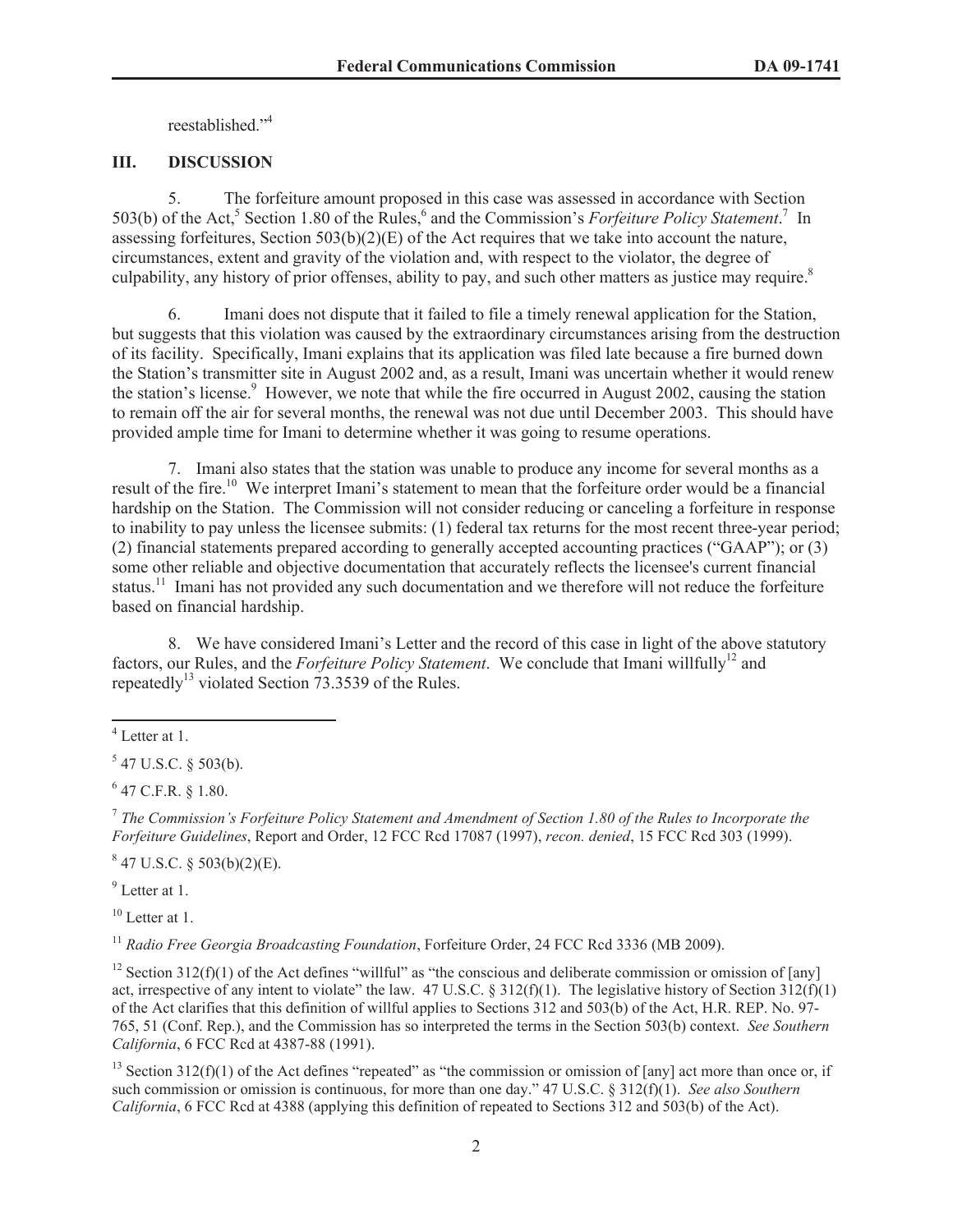reestablished."[4]

## III. DISCUSSION

5. The forfeiture amount proposed in this case was assessed in accordance with Section 503(b) of the Act,[5] Section 1.80 of the Rules,[6] and the Commission's *Forfeiture Policy Statement*.[7] In assessing forfeitures, Section 503(b)(2)(E) of the Act requires that we take into account the nature, circumstances, extent and gravity of the violation and, with respect to the violator, the degree of culpability, any history of prior offenses, ability to pay, and such other matters as justice may require.[8]

6. Imani does not dispute that it failed to file a timely renewal application for the Station, but suggests that this violation was caused by the extraordinary circumstances arising from the destruction of its facility. Specifically, Imani explains that its application was filed late because a fire burned down the Station's transmitter site in August 2002 and, as a result, Imani was uncertain whether it would renew the station's license.[9] However, we note that while the fire occurred in August 2002, causing the station to remain off the air for several months, the renewal was not due until December 2003. This should have provided ample time for Imani to determine whether it was going to resume operations.

7. Imani also states that the station was unable to produce any income for several months as a result of the fire.[10] We interpret Imani's statement to mean that the forfeiture order would be a financial hardship on the Station. The Commission will not consider reducing or canceling a forfeiture in response to inability to pay unless the licensee submits: (1) federal tax returns for the most recent three-year period; (2) financial statements prepared according to generally accepted accounting practices ("GAAP"); or (3) some other reliable and objective documentation that accurately reflects the licensee's current financial status.[11] Imani has not provided any such documentation and we therefore will not reduce the forfeiture based on financial hardship.

8. We have considered Imani's Letter and the record of this case in light of the above statutory factors, our Rules, and the *Forfeiture Policy Statement*. We conclude that Imani willfully[12] and repeatedly[13] violated Section 73.3539 of the Rules.

---

[4] Letter at 1.

[5] 47 U.S.C. § 503(b).

[6] 47 C.F.R. § 1.80.

[7] *The Commission's Forfeiture Policy Statement and Amendment of Section 1.80 of the Rules to Incorporate the Forfeiture Guidelines*, Report and Order, 12 FCC Rcd 17087 (1997), *recon. denied*, 15 FCC Rcd 303 (1999).

[8] 47 U.S.C. § 503(b)(2)(E).

[9] Letter at 1.

[10] Letter at 1.

[11] *Radio Free Georgia Broadcasting Foundation*, Forfeiture Order, 24 FCC Rcd 3336 (MB 2009).

[12] Section 312(f)(1) of the Act defines "willful" as "the conscious and deliberate commission or omission of [any] act, irrespective of any intent to violate" the law. 47 U.S.C. § 312(f)(1). The legislative history of Section 312(f)(1) of the Act clarifies that this definition of willful applies to Sections 312 and 503(b) of the Act, H.R. REP. No. 97-765, 51 (Conf. Rep.), and the Commission has so interpreted the terms in the Section 503(b) context. *See Southern California*, 6 FCC Rcd at 4387-88 (1991).

[13] Section 312(f)(1) of the Act defines "repeated" as "the commission or omission of [any] act more than once or, if such commission or omission is continuous, for more than one day." 47 U.S.C. § 312(f)(1). *See also Southern California*, 6 FCC Rcd at 4388 (applying this definition of repeated to Sections 312 and 503(b) of the Act).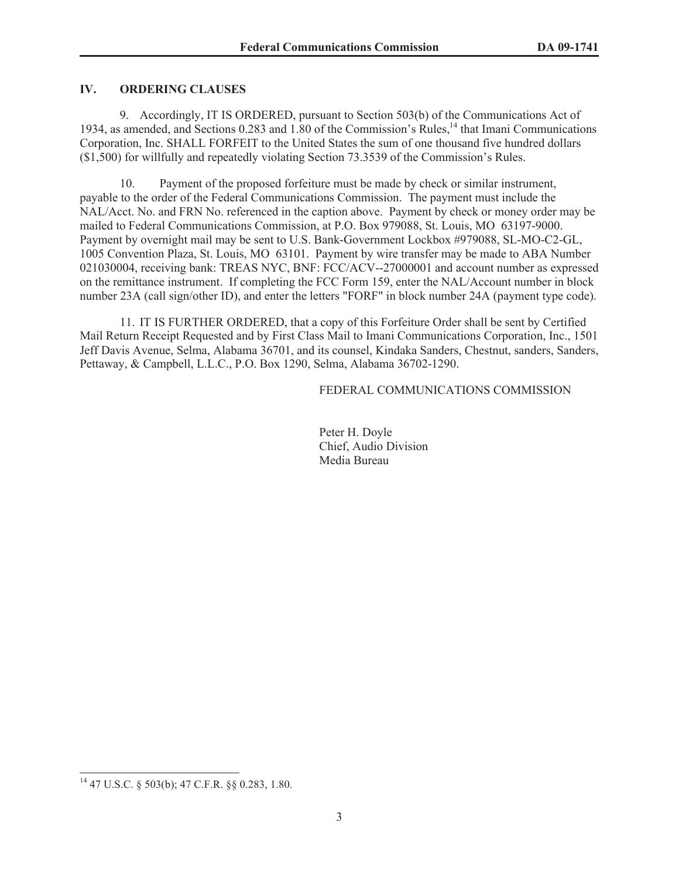## IV. ORDERING CLAUSES

9. Accordingly, IT IS ORDERED, pursuant to Section 503(b) of the Communications Act of 1934, as amended, and Sections 0.283 and 1.80 of the Commission's Rules,[14] that Imani Communications Corporation, Inc. SHALL FORFEIT to the United States the sum of one thousand five hundred dollars ($1,500) for willfully and repeatedly violating Section 73.3539 of the Commission's Rules.

10. Payment of the proposed forfeiture must be made by check or similar instrument, payable to the order of the Federal Communications Commission. The payment must include the NAL/Acct. No. and FRN No. referenced in the caption above. Payment by check or money order may be mailed to Federal Communications Commission, at P.O. Box 979088, St. Louis, MO 63197-9000. Payment by overnight mail may be sent to U.S. Bank-Government Lockbox #979088, SL-MO-C2-GL, 1005 Convention Plaza, St. Louis, MO 63101. Payment by wire transfer may be made to ABA Number 021030004, receiving bank: TREAS NYC, BNF: FCC/ACV--27000001 and account number as expressed on the remittance instrument. If completing the FCC Form 159, enter the NAL/Account number in block number 23A (call sign/other ID), and enter the letters "FORF" in block number 24A (payment type code).

11. IT IS FURTHER ORDERED, that a copy of this Forfeiture Order shall be sent by Certified Mail Return Receipt Requested and by First Class Mail to Imani Communications Corporation, Inc., 1501 Jeff Davis Avenue, Selma, Alabama 36701, and its counsel, Kindaka Sanders, Chestnut, sanders, Sanders, Pettaway, & Campbell, L.L.C., P.O. Box 1290, Selma, Alabama 36702-1290.

FEDERAL COMMUNICATIONS COMMISSION

Peter H. Doyle
Chief, Audio Division
Media Bureau

---

[14] 47 U.S.C. § 503(b); 47 C.F.R. §§ 0.283, 1.80.